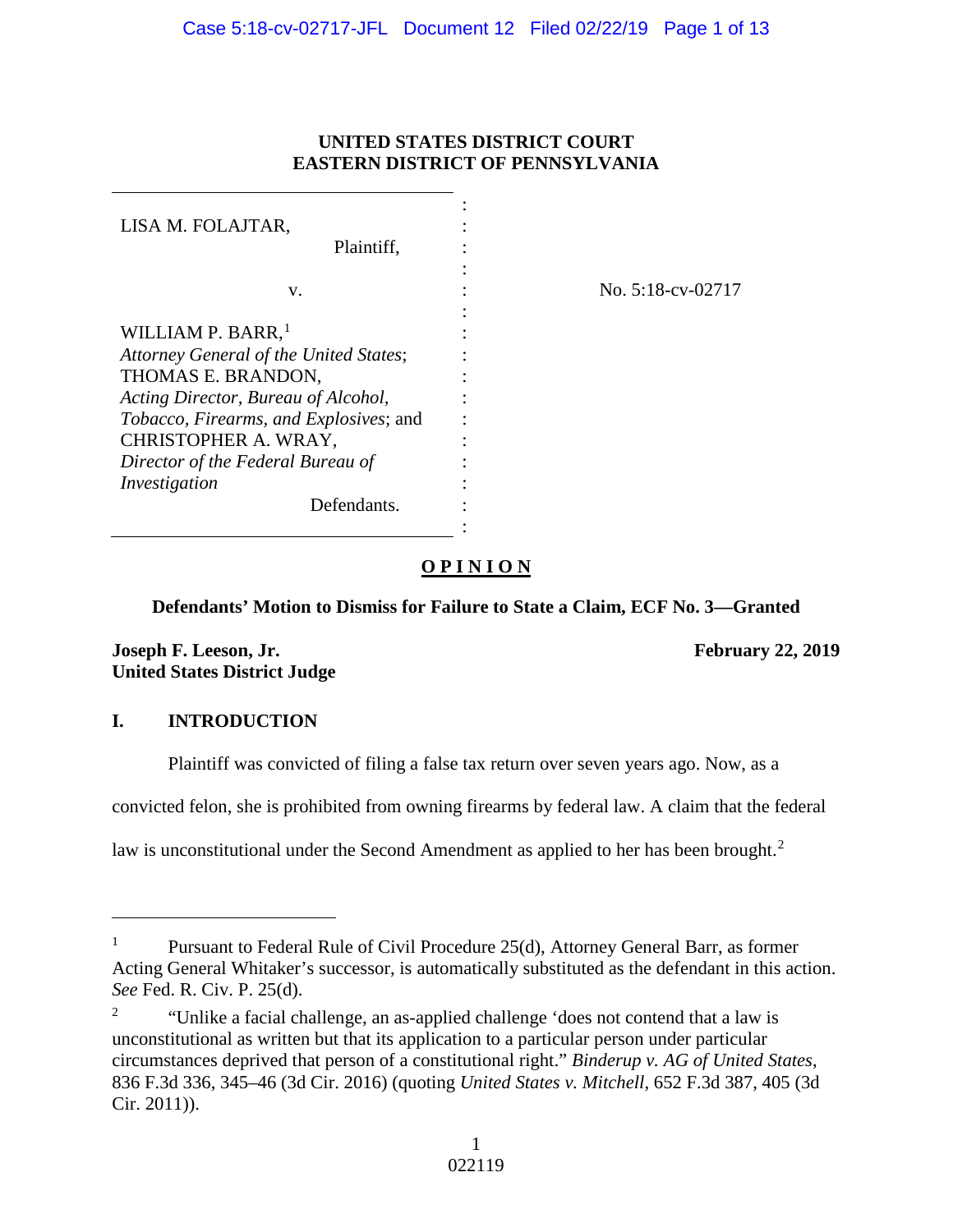**UNITED STATES DISTRICT COURT**
**EASTERN DISTRICT OF PENNSYLVANIA**

LISA M. FOLAJTAR,
Plaintiff,

v.

WILLIAM P. BARR,[1]
*Attorney General of the United States*;
THOMAS E. BRANDON,
*Acting Director, Bureau of Alcohol, Tobacco, Firearms, and Explosives*; and
CHRISTOPHER A. WRAY,
*Director of the Federal Bureau of Investigation*
Defendants.

No. 5:18-cv-02717

**O P I N I O N**

**Defendants' Motion to Dismiss for Failure to State a Claim, ECF No. 3—Granted**

**Joseph F. Leeson, Jr.**
**United States District Judge**

**February 22, 2019**

## I. INTRODUCTION

Plaintiff was convicted of filing a false tax return over seven years ago. Now, as a convicted felon, she is prohibited from owning firearms by federal law. A claim that the federal law is unconstitutional under the Second Amendment as applied to her has been brought.[2]

---

[1] Pursuant to Federal Rule of Civil Procedure 25(d), Attorney General Barr, as former Acting General Whitaker's successor, is automatically substituted as the defendant in this action. *See* Fed. R. Civ. P. 25(d).

[2] "Unlike a facial challenge, an as-applied challenge 'does not contend that a law is unconstitutional as written but that its application to a particular person under particular circumstances deprived that person of a constitutional right." *Binderup v. AG of United States*, 836 F.3d 336, 345–46 (3d Cir. 2016) (quoting *United States v. Mitchell*, 652 F.3d 387, 405 (3d Cir. 2011)).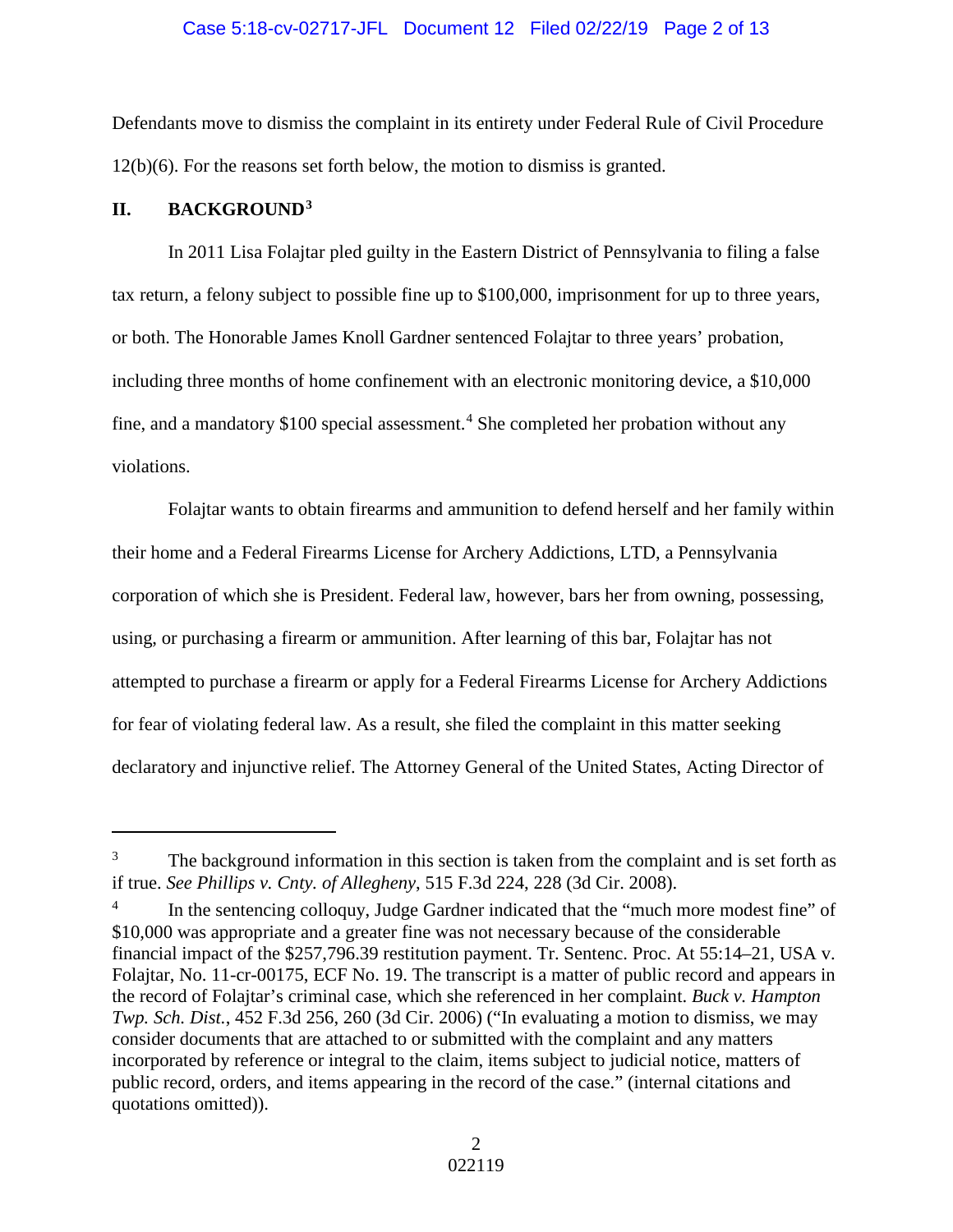Defendants move to dismiss the complaint in its entirety under Federal Rule of Civil Procedure 12(b)(6). For the reasons set forth below, the motion to dismiss is granted.

## II. BACKGROUND[3]

In 2011 Lisa Folajtar pled guilty in the Eastern District of Pennsylvania to filing a false tax return, a felony subject to possible fine up to $100,000, imprisonment for up to three years, or both. The Honorable James Knoll Gardner sentenced Folajtar to three years' probation, including three months of home confinement with an electronic monitoring device, a $10,000 fine, and a mandatory $100 special assessment.[4] She completed her probation without any violations.

Folajtar wants to obtain firearms and ammunition to defend herself and her family within their home and a Federal Firearms License for Archery Addictions, LTD, a Pennsylvania corporation of which she is President. Federal law, however, bars her from owning, possessing, using, or purchasing a firearm or ammunition. After learning of this bar, Folajtar has not attempted to purchase a firearm or apply for a Federal Firearms License for Archery Addictions for fear of violating federal law. As a result, she filed the complaint in this matter seeking declaratory and injunctive relief. The Attorney General of the United States, Acting Director of

---

[3] The background information in this section is taken from the complaint and is set forth as if true. *See Phillips v. Cnty. of Allegheny*, 515 F.3d 224, 228 (3d Cir. 2008).

[4] In the sentencing colloquy, Judge Gardner indicated that the "much more modest fine" of $10,000 was appropriate and a greater fine was not necessary because of the considerable financial impact of the $257,796.39 restitution payment. Tr. Sentenc. Proc. At 55:14–21, USA v. Folajtar, No. 11-cr-00175, ECF No. 19. The transcript is a matter of public record and appears in the record of Folajtar's criminal case, which she referenced in her complaint. *Buck v. Hampton Twp. Sch. Dist.*, 452 F.3d 256, 260 (3d Cir. 2006) ("In evaluating a motion to dismiss, we may consider documents that are attached to or submitted with the complaint and any matters incorporated by reference or integral to the claim, items subject to judicial notice, matters of public record, orders, and items appearing in the record of the case." (internal citations and quotations omitted)).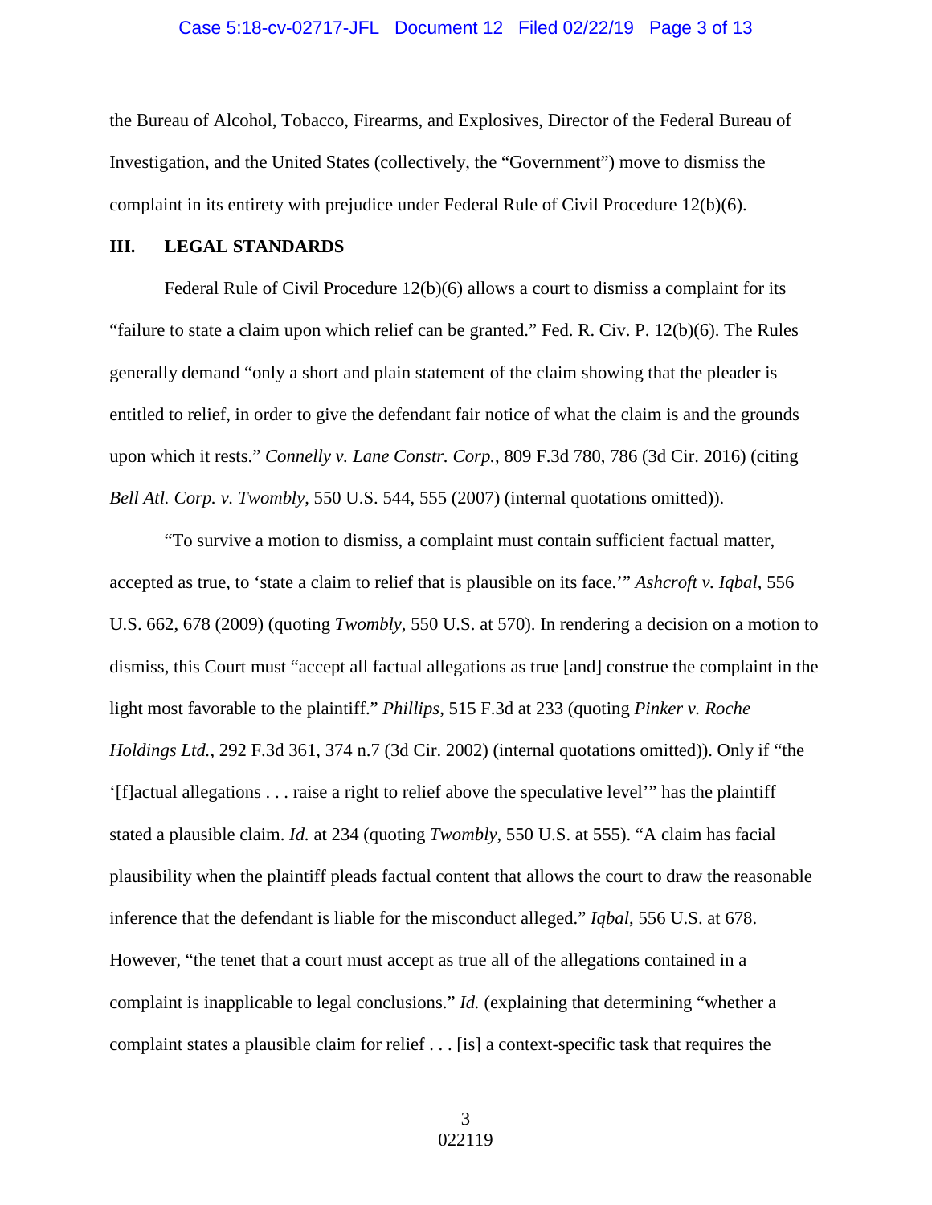the Bureau of Alcohol, Tobacco, Firearms, and Explosives, Director of the Federal Bureau of Investigation, and the United States (collectively, the "Government") move to dismiss the complaint in its entirety with prejudice under Federal Rule of Civil Procedure 12(b)(6).

## III. LEGAL STANDARDS

Federal Rule of Civil Procedure 12(b)(6) allows a court to dismiss a complaint for its "failure to state a claim upon which relief can be granted." Fed. R. Civ. P. 12(b)(6). The Rules generally demand "only a short and plain statement of the claim showing that the pleader is entitled to relief, in order to give the defendant fair notice of what the claim is and the grounds upon which it rests." *Connelly v. Lane Constr. Corp.*, 809 F.3d 780, 786 (3d Cir. 2016) (citing *Bell Atl. Corp. v. Twombly*, 550 U.S. 544, 555 (2007) (internal quotations omitted)).

"To survive a motion to dismiss, a complaint must contain sufficient factual matter, accepted as true, to 'state a claim to relief that is plausible on its face.'" *Ashcroft v. Iqbal*, 556 U.S. 662, 678 (2009) (quoting *Twombly*, 550 U.S. at 570). In rendering a decision on a motion to dismiss, this Court must "accept all factual allegations as true [and] construe the complaint in the light most favorable to the plaintiff." *Phillips*, 515 F.3d at 233 (quoting *Pinker v. Roche Holdings Ltd.*, 292 F.3d 361, 374 n.7 (3d Cir. 2002) (internal quotations omitted)). Only if "the '[f]actual allegations . . . raise a right to relief above the speculative level'" has the plaintiff stated a plausible claim. *Id.* at 234 (quoting *Twombly*, 550 U.S. at 555). "A claim has facial plausibility when the plaintiff pleads factual content that allows the court to draw the reasonable inference that the defendant is liable for the misconduct alleged." *Iqbal*, 556 U.S. at 678. However, "the tenet that a court must accept as true all of the allegations contained in a complaint is inapplicable to legal conclusions." *Id.* (explaining that determining "whether a complaint states a plausible claim for relief . . . [is] a context-specific task that requires the

022119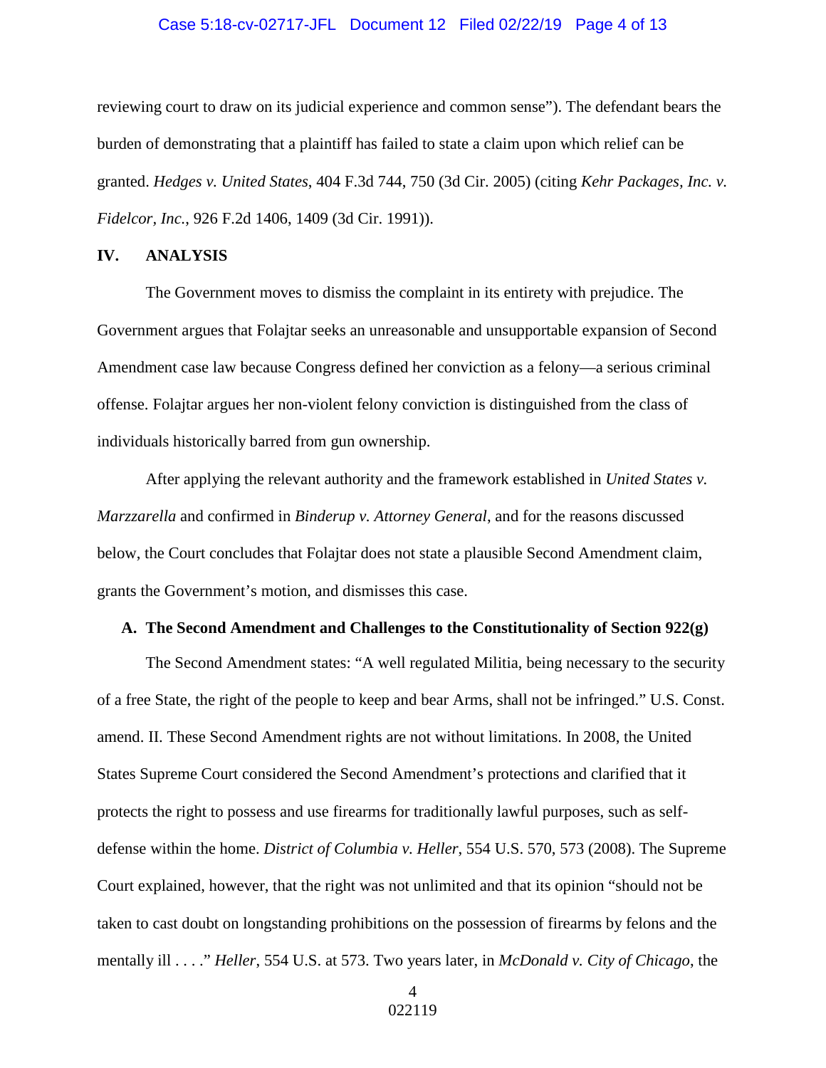reviewing court to draw on its judicial experience and common sense"). The defendant bears the burden of demonstrating that a plaintiff has failed to state a claim upon which relief can be granted. *Hedges v. United States*, 404 F.3d 744, 750 (3d Cir. 2005) (citing *Kehr Packages, Inc. v. Fidelcor, Inc.*, 926 F.2d 1406, 1409 (3d Cir. 1991)).

## IV. ANALYSIS

The Government moves to dismiss the complaint in its entirety with prejudice. The Government argues that Folajtar seeks an unreasonable and unsupportable expansion of Second Amendment case law because Congress defined her conviction as a felony—a serious criminal offense. Folajtar argues her non-violent felony conviction is distinguished from the class of individuals historically barred from gun ownership.

After applying the relevant authority and the framework established in *United States v. Marzzarella* and confirmed in *Binderup v. Attorney General*, and for the reasons discussed below, the Court concludes that Folajtar does not state a plausible Second Amendment claim, grants the Government's motion, and dismisses this case.

### A. The Second Amendment and Challenges to the Constitutionality of Section 922(g)

The Second Amendment states: "A well regulated Militia, being necessary to the security of a free State, the right of the people to keep and bear Arms, shall not be infringed." U.S. Const. amend. II. These Second Amendment rights are not without limitations. In 2008, the United States Supreme Court considered the Second Amendment's protections and clarified that it protects the right to possess and use firearms for traditionally lawful purposes, such as self-defense within the home. *District of Columbia v. Heller*, 554 U.S. 570, 573 (2008). The Supreme Court explained, however, that the right was not unlimited and that its opinion "should not be taken to cast doubt on longstanding prohibitions on the possession of firearms by felons and the mentally ill . . . ." *Heller*, 554 U.S. at 573. Two years later, in *McDonald v. City of Chicago*, the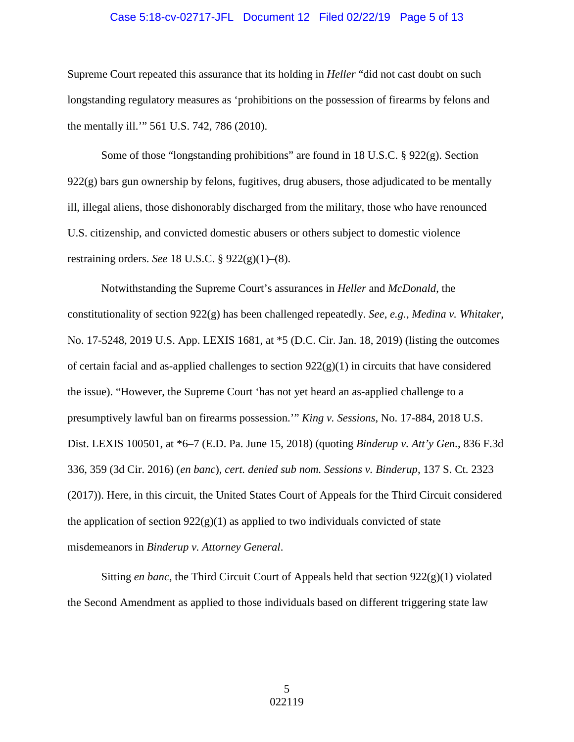Supreme Court repeated this assurance that its holding in *Heller* "did not cast doubt on such longstanding regulatory measures as 'prohibitions on the possession of firearms by felons and the mentally ill.'" 561 U.S. 742, 786 (2010).

Some of those "longstanding prohibitions" are found in 18 U.S.C. § 922(g). Section 922(g) bars gun ownership by felons, fugitives, drug abusers, those adjudicated to be mentally ill, illegal aliens, those dishonorably discharged from the military, those who have renounced U.S. citizenship, and convicted domestic abusers or others subject to domestic violence restraining orders. *See* 18 U.S.C. § 922(g)(1)–(8).

Notwithstanding the Supreme Court's assurances in *Heller* and *McDonald*, the constitutionality of section 922(g) has been challenged repeatedly. *See*, *e.g.*, *Medina v. Whitaker*, No. 17-5248, 2019 U.S. App. LEXIS 1681, at *5 (D.C. Cir. Jan. 18, 2019) (listing the outcomes of certain facial and as-applied challenges to section 922(g)(1) in circuits that have considered the issue). "However, the Supreme Court 'has not yet heard an as-applied challenge to a presumptively lawful ban on firearms possession.'" *King v. Sessions*, No. 17-884, 2018 U.S. Dist. LEXIS 100501, at *6–7 (E.D. Pa. June 15, 2018) (quoting *Binderup v. Att'y Gen.*, 836 F.3d 336, 359 (3d Cir. 2016) (*en banc*), *cert. denied sub nom. Sessions v. Binderup*, 137 S. Ct. 2323 (2017)). Here, in this circuit, the United States Court of Appeals for the Third Circuit considered the application of section 922(g)(1) as applied to two individuals convicted of state misdemeanors in *Binderup v. Attorney General*.

Sitting *en banc*, the Third Circuit Court of Appeals held that section 922(g)(1) violated the Second Amendment as applied to those individuals based on different triggering state law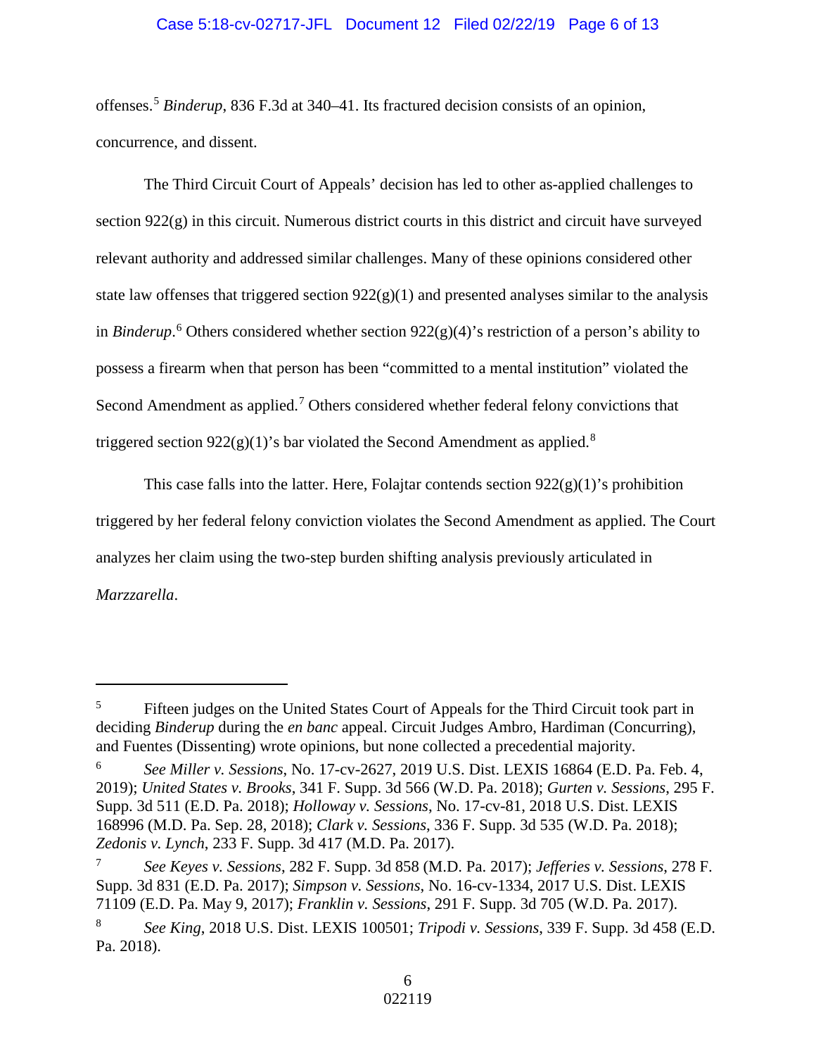offenses.[5] *Binderup*, 836 F.3d at 340–41. Its fractured decision consists of an opinion, concurrence, and dissent.

The Third Circuit Court of Appeals' decision has led to other as-applied challenges to section 922(g) in this circuit. Numerous district courts in this district and circuit have surveyed relevant authority and addressed similar challenges. Many of these opinions considered other state law offenses that triggered section 922(g)(1) and presented analyses similar to the analysis in *Binderup*.[6] Others considered whether section 922(g)(4)'s restriction of a person's ability to possess a firearm when that person has been "committed to a mental institution" violated the Second Amendment as applied.[7] Others considered whether federal felony convictions that triggered section 922(g)(1)'s bar violated the Second Amendment as applied.[8]

This case falls into the latter. Here, Folajtar contends section 922(g)(1)'s prohibition triggered by her federal felony conviction violates the Second Amendment as applied. The Court analyzes her claim using the two-step burden shifting analysis previously articulated in *Marzzarella*.

---

[5] Fifteen judges on the United States Court of Appeals for the Third Circuit took part in deciding *Binderup* during the *en banc* appeal. Circuit Judges Ambro, Hardiman (Concurring), and Fuentes (Dissenting) wrote opinions, but none collected a precedential majority.

[6] *See Miller v. Sessions*, No. 17-cv-2627, 2019 U.S. Dist. LEXIS 16864 (E.D. Pa. Feb. 4, 2019); *United States v. Brooks*, 341 F. Supp. 3d 566 (W.D. Pa. 2018); *Gurten v. Sessions*, 295 F. Supp. 3d 511 (E.D. Pa. 2018); *Holloway v. Sessions*, No. 17-cv-81, 2018 U.S. Dist. LEXIS 168996 (M.D. Pa. Sep. 28, 2018); *Clark v. Sessions*, 336 F. Supp. 3d 535 (W.D. Pa. 2018); *Zedonis v. Lynch*, 233 F. Supp. 3d 417 (M.D. Pa. 2017).

[7] *See Keyes v. Sessions*, 282 F. Supp. 3d 858 (M.D. Pa. 2017); *Jefferies v. Sessions*, 278 F. Supp. 3d 831 (E.D. Pa. 2017); *Simpson v. Sessions*, No. 16-cv-1334, 2017 U.S. Dist. LEXIS 71109 (E.D. Pa. May 9, 2017); *Franklin v. Sessions*, 291 F. Supp. 3d 705 (W.D. Pa. 2017).

[8] *See King*, 2018 U.S. Dist. LEXIS 100501; *Tripodi v. Sessions*, 339 F. Supp. 3d 458 (E.D. Pa. 2018).

022119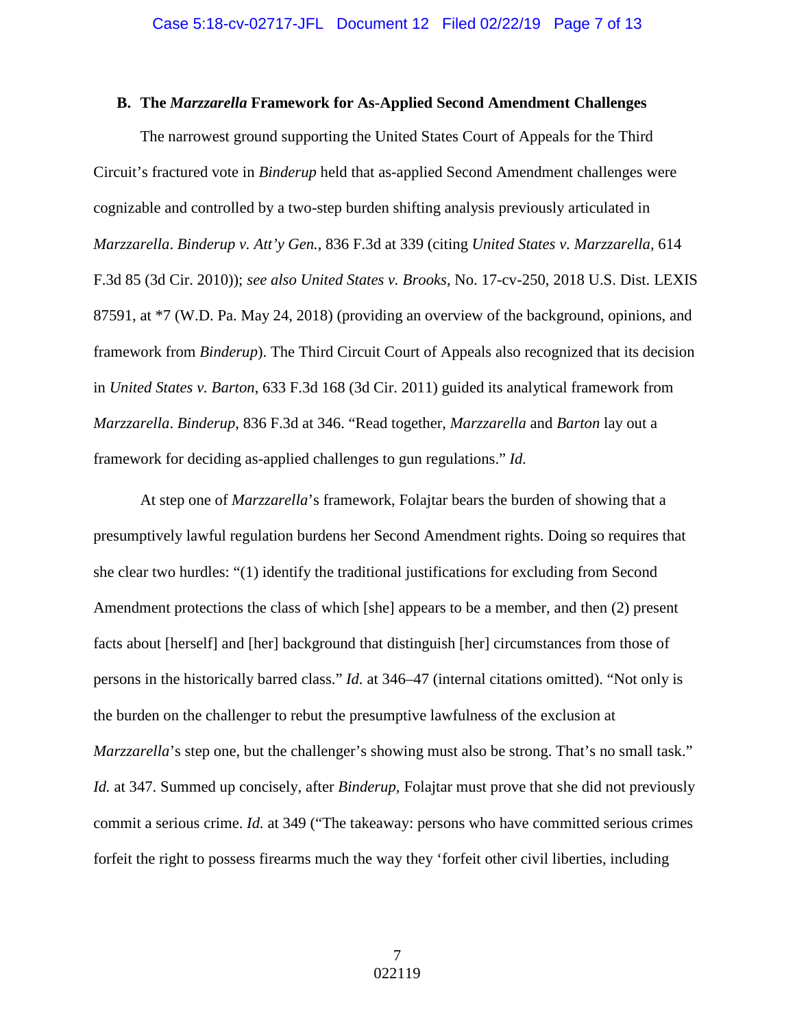### B. The *Marzzarella* Framework for As-Applied Second Amendment Challenges

The narrowest ground supporting the United States Court of Appeals for the Third Circuit's fractured vote in *Binderup* held that as-applied Second Amendment challenges were cognizable and controlled by a two-step burden shifting analysis previously articulated in *Marzzarella*. *Binderup v. Att'y Gen.*, 836 F.3d at 339 (citing *United States v. Marzzarella*, 614 F.3d 85 (3d Cir. 2010)); *see also United States v. Brooks*, No. 17-cv-250, 2018 U.S. Dist. LEXIS 87591, at *7 (W.D. Pa. May 24, 2018) (providing an overview of the background, opinions, and framework from *Binderup*). The Third Circuit Court of Appeals also recognized that its decision in *United States v. Barton*, 633 F.3d 168 (3d Cir. 2011) guided its analytical framework from *Marzzarella*. *Binderup*, 836 F.3d at 346. "Read together, *Marzzarella* and *Barton* lay out a framework for deciding as-applied challenges to gun regulations." *Id.*

At step one of *Marzzarella*'s framework, Folajtar bears the burden of showing that a presumptively lawful regulation burdens her Second Amendment rights. Doing so requires that she clear two hurdles: "(1) identify the traditional justifications for excluding from Second Amendment protections the class of which [she] appears to be a member, and then (2) present facts about [herself] and [her] background that distinguish [her] circumstances from those of persons in the historically barred class." *Id.* at 346–47 (internal citations omitted). "Not only is the burden on the challenger to rebut the presumptive lawfulness of the exclusion at *Marzzarella*'s step one, but the challenger's showing must also be strong. That's no small task." *Id.* at 347. Summed up concisely, after *Binderup*, Folajtar must prove that she did not previously commit a serious crime. *Id.* at 349 ("The takeaway: persons who have committed serious crimes forfeit the right to possess firearms much the way they 'forfeit other civil liberties, including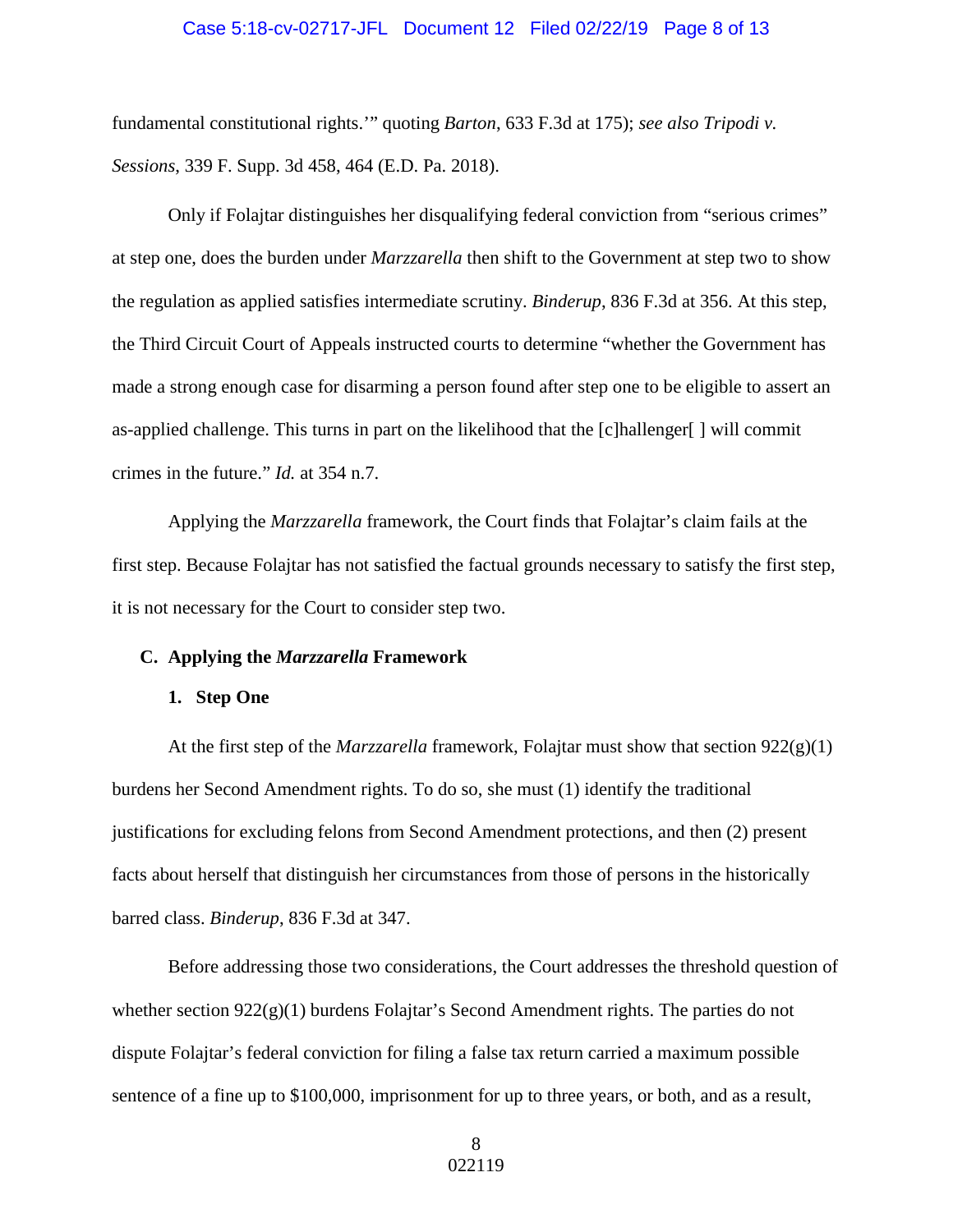fundamental constitutional rights.'" quoting *Barton*, 633 F.3d at 175); *see also Tripodi v. Sessions*, 339 F. Supp. 3d 458, 464 (E.D. Pa. 2018).

Only if Folajtar distinguishes her disqualifying federal conviction from "serious crimes" at step one, does the burden under *Marzzarella* then shift to the Government at step two to show the regulation as applied satisfies intermediate scrutiny. *Binderup*, 836 F.3d at 356. At this step, the Third Circuit Court of Appeals instructed courts to determine "whether the Government has made a strong enough case for disarming a person found after step one to be eligible to assert an as-applied challenge. This turns in part on the likelihood that the [c]hallenger[ ] will commit crimes in the future." *Id.* at 354 n.7.

Applying the *Marzzarella* framework, the Court finds that Folajtar's claim fails at the first step. Because Folajtar has not satisfied the factual grounds necessary to satisfy the first step, it is not necessary for the Court to consider step two.

### C. Applying the *Marzzarella* Framework

#### 1. Step One

At the first step of the *Marzzarella* framework, Folajtar must show that section 922(g)(1) burdens her Second Amendment rights. To do so, she must (1) identify the traditional justifications for excluding felons from Second Amendment protections, and then (2) present facts about herself that distinguish her circumstances from those of persons in the historically barred class. *Binderup*, 836 F.3d at 347.

Before addressing those two considerations, the Court addresses the threshold question of whether section 922(g)(1) burdens Folajtar's Second Amendment rights. The parties do not dispute Folajtar's federal conviction for filing a false tax return carried a maximum possible sentence of a fine up to $100,000, imprisonment for up to three years, or both, and as a result,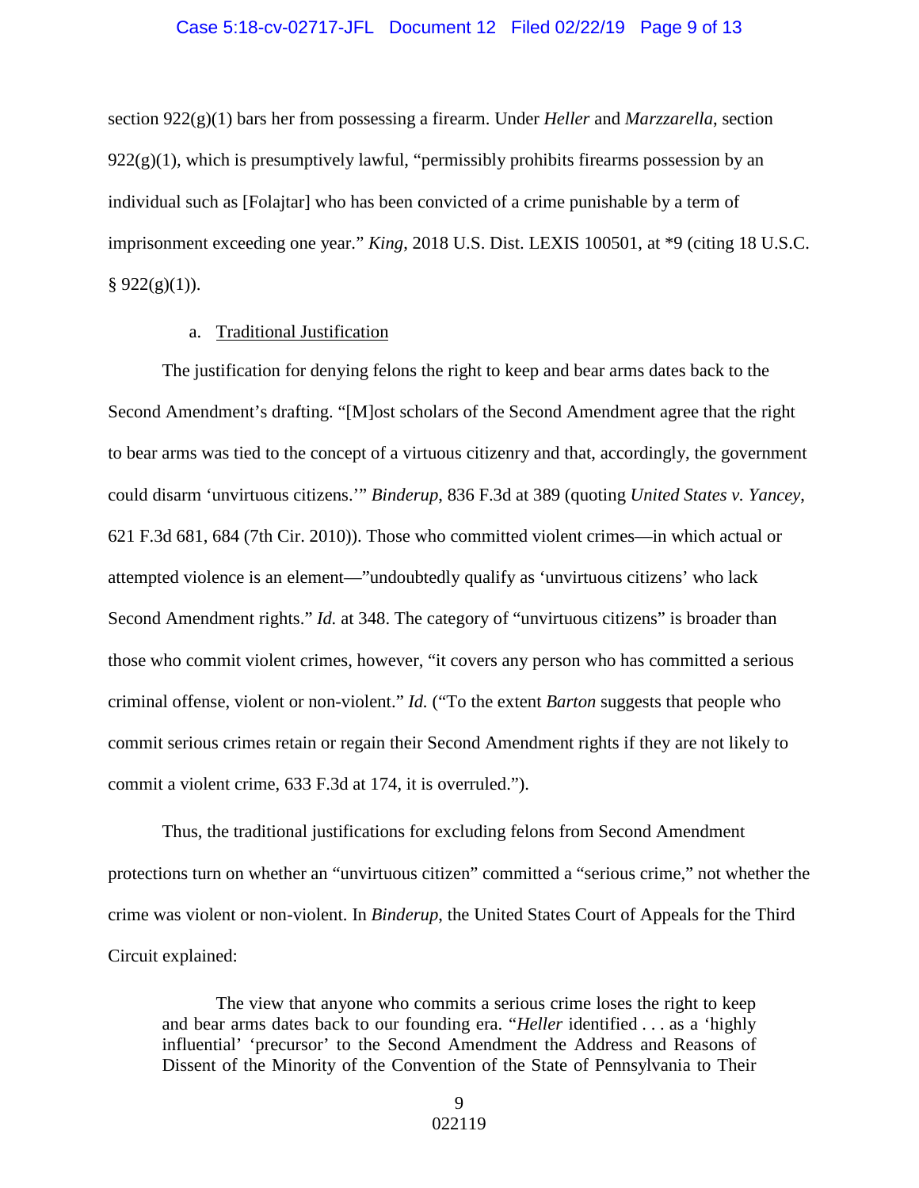section 922(g)(1) bars her from possessing a firearm. Under *Heller* and *Marzzarella*, section 922(g)(1), which is presumptively lawful, "permissibly prohibits firearms possession by an individual such as [Folajtar] who has been convicted of a crime punishable by a term of imprisonment exceeding one year." *King*, 2018 U.S. Dist. LEXIS 100501, at *9 (citing 18 U.S.C. § 922(g)(1)).

a. <u>Traditional Justification</u>

The justification for denying felons the right to keep and bear arms dates back to the Second Amendment's drafting. "[M]ost scholars of the Second Amendment agree that the right to bear arms was tied to the concept of a virtuous citizenry and that, accordingly, the government could disarm 'unvirtuous citizens.'" *Binderup*, 836 F.3d at 389 (quoting *United States v. Yancey*, 621 F.3d 681, 684 (7th Cir. 2010)). Those who committed violent crimes—in which actual or attempted violence is an element—"undoubtedly qualify as 'unvirtuous citizens' who lack Second Amendment rights." *Id.* at 348. The category of "unvirtuous citizens" is broader than those who commit violent crimes, however, "it covers any person who has committed a serious criminal offense, violent or non-violent." *Id.* ("To the extent *Barton* suggests that people who commit serious crimes retain or regain their Second Amendment rights if they are not likely to commit a violent crime, 633 F.3d at 174, it is overruled.").

Thus, the traditional justifications for excluding felons from Second Amendment protections turn on whether an "unvirtuous citizen" committed a "serious crime," not whether the crime was violent or non-violent. In *Binderup*, the United States Court of Appeals for the Third Circuit explained:

> The view that anyone who commits a serious crime loses the right to keep and bear arms dates back to our founding era. "*Heller* identified . . . as a 'highly influential' 'precursor' to the Second Amendment the Address and Reasons of Dissent of the Minority of the Convention of the State of Pennsylvania to Their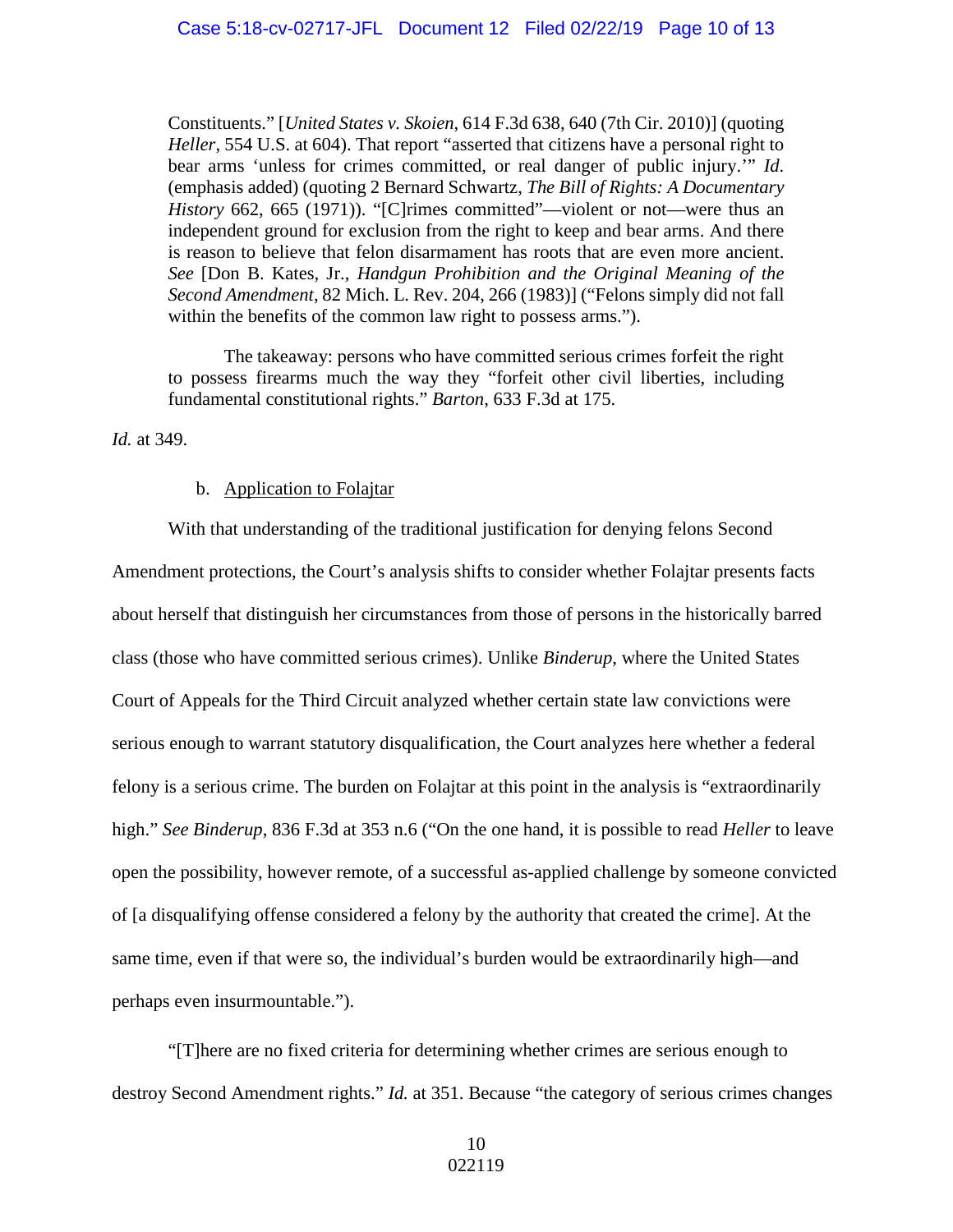> Constituents." [*United States v. Skoien*, 614 F.3d 638, 640 (7th Cir. 2010)] (quoting *Heller*, 554 U.S. at 604). That report "asserted that citizens have a personal right to bear arms 'unless for crimes committed, or real danger of public injury.'" *Id*. (emphasis added) (quoting 2 Bernard Schwartz, *The Bill of Rights: A Documentary History* 662, 665 (1971)). "[C]rimes committed"—violent or not—were thus an independent ground for exclusion from the right to keep and bear arms. And there is reason to believe that felon disarmament has roots that are even more ancient. *See* [Don B. Kates, Jr., *Handgun Prohibition and the Original Meaning of the Second Amendment*, 82 Mich. L. Rev. 204, 266 (1983)] ("Felons simply did not fall within the benefits of the common law right to possess arms.").
>
> The takeaway: persons who have committed serious crimes forfeit the right to possess firearms much the way they "forfeit other civil liberties, including fundamental constitutional rights." *Barton*, 633 F.3d at 175.

*Id.* at 349.

b. Application to Folajtar

With that understanding of the traditional justification for denying felons Second Amendment protections, the Court's analysis shifts to consider whether Folajtar presents facts about herself that distinguish her circumstances from those of persons in the historically barred class (those who have committed serious crimes). Unlike *Binderup*, where the United States Court of Appeals for the Third Circuit analyzed whether certain state law convictions were serious enough to warrant statutory disqualification, the Court analyzes here whether a federal felony is a serious crime. The burden on Folajtar at this point in the analysis is "extraordinarily high." *See Binderup*, 836 F.3d at 353 n.6 ("On the one hand, it is possible to read *Heller* to leave open the possibility, however remote, of a successful as-applied challenge by someone convicted of [a disqualifying offense considered a felony by the authority that created the crime]. At the same time, even if that were so, the individual's burden would be extraordinarily high—and perhaps even insurmountable.").

"[T]here are no fixed criteria for determining whether crimes are serious enough to destroy Second Amendment rights." *Id.* at 351. Because "the category of serious crimes changes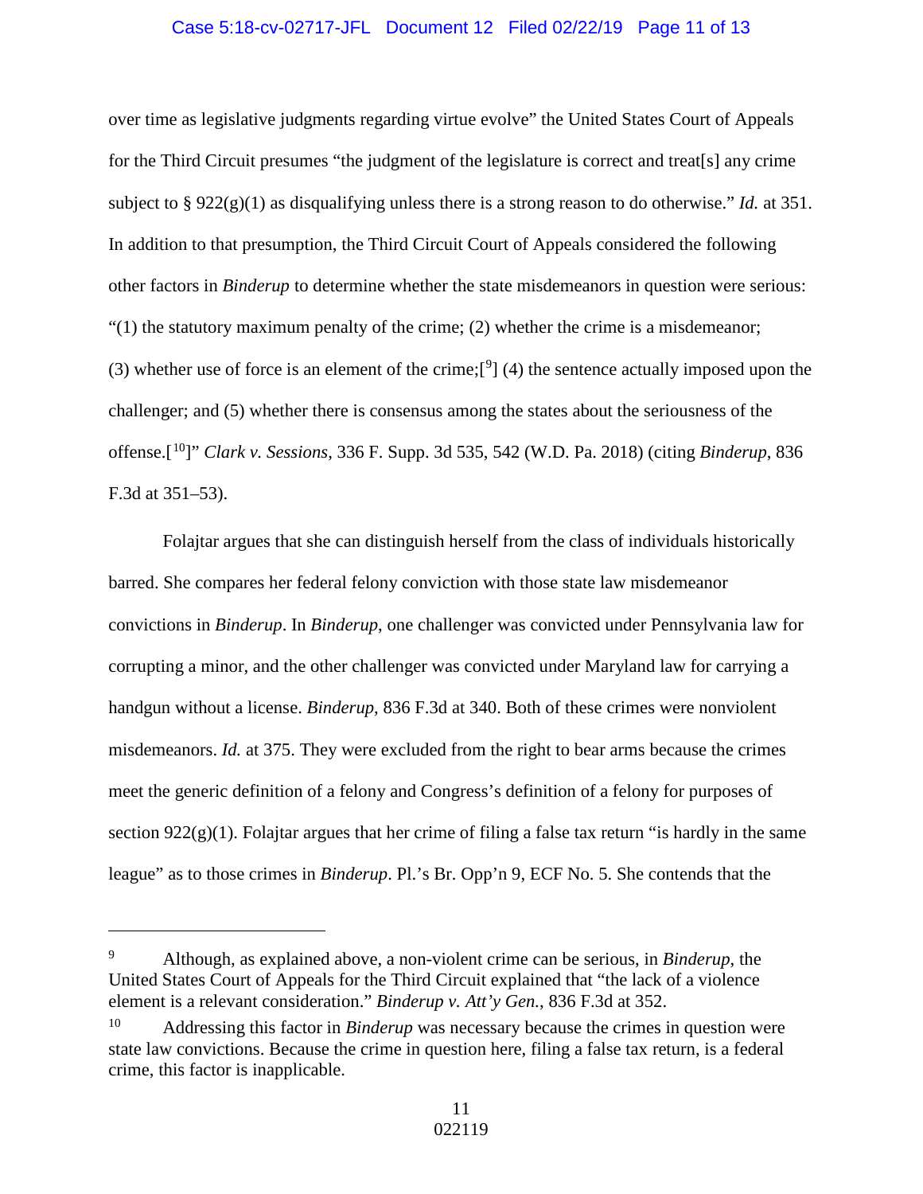over time as legislative judgments regarding virtue evolve" the United States Court of Appeals for the Third Circuit presumes "the judgment of the legislature is correct and treat[s] any crime subject to § 922(g)(1) as disqualifying unless there is a strong reason to do otherwise." *Id.* at 351. In addition to that presumption, the Third Circuit Court of Appeals considered the following other factors in *Binderup* to determine whether the state misdemeanors in question were serious: "(1) the statutory maximum penalty of the crime; (2) whether the crime is a misdemeanor; (3) whether use of force is an element of the crime;[9] (4) the sentence actually imposed upon the challenger; and (5) whether there is consensus among the states about the seriousness of the offense.[10]" *Clark v. Sessions*, 336 F. Supp. 3d 535, 542 (W.D. Pa. 2018) (citing *Binderup*, 836 F.3d at 351–53).

Folajtar argues that she can distinguish herself from the class of individuals historically barred. She compares her federal felony conviction with those state law misdemeanor convictions in *Binderup*. In *Binderup*, one challenger was convicted under Pennsylvania law for corrupting a minor, and the other challenger was convicted under Maryland law for carrying a handgun without a license. *Binderup*, 836 F.3d at 340. Both of these crimes were nonviolent misdemeanors. *Id.* at 375. They were excluded from the right to bear arms because the crimes meet the generic definition of a felony and Congress's definition of a felony for purposes of section 922(g)(1). Folajtar argues that her crime of filing a false tax return "is hardly in the same league" as to those crimes in *Binderup*. Pl.'s Br. Opp'n 9, ECF No. 5. She contends that the

---

[9] Although, as explained above, a non-violent crime can be serious, in *Binderup*, the United States Court of Appeals for the Third Circuit explained that "the lack of a violence element is a relevant consideration." *Binderup v. Att'y Gen.*, 836 F.3d at 352.

[10] Addressing this factor in *Binderup* was necessary because the crimes in question were state law convictions. Because the crime in question here, filing a false tax return, is a federal crime, this factor is inapplicable.

022119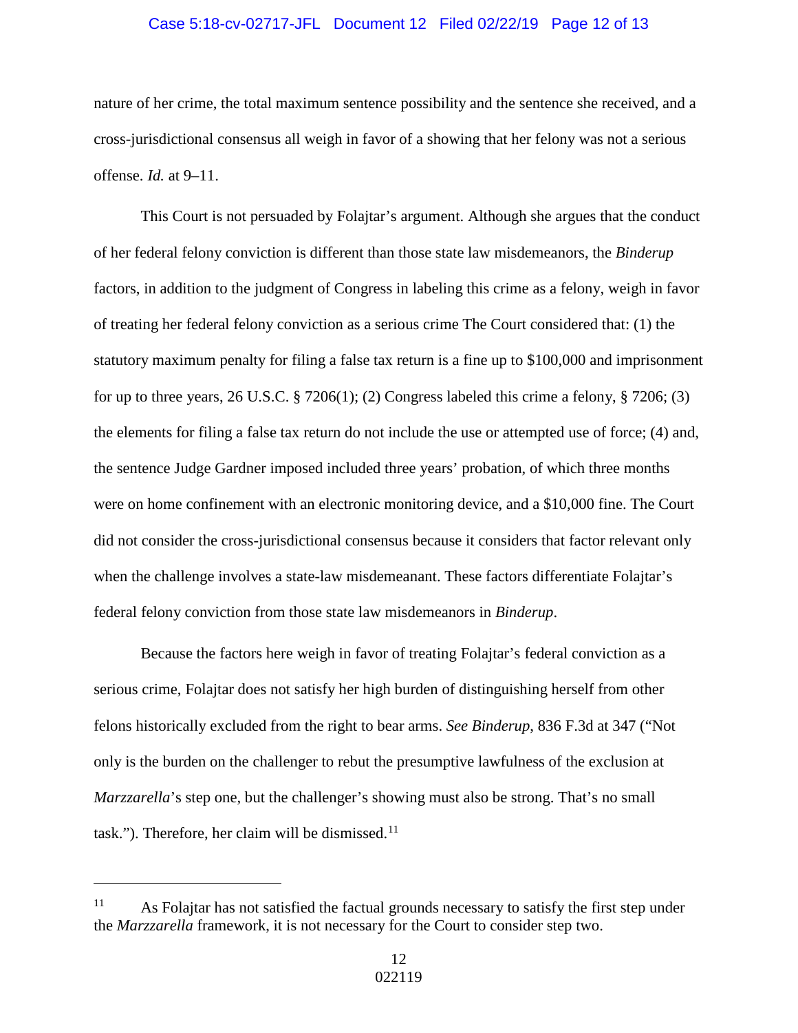nature of her crime, the total maximum sentence possibility and the sentence she received, and a cross-jurisdictional consensus all weigh in favor of a showing that her felony was not a serious offense. *Id.* at 9–11.

This Court is not persuaded by Folajtar's argument. Although she argues that the conduct of her federal felony conviction is different than those state law misdemeanors, the *Binderup* factors, in addition to the judgment of Congress in labeling this crime as a felony, weigh in favor of treating her federal felony conviction as a serious crime The Court considered that: (1) the statutory maximum penalty for filing a false tax return is a fine up to $100,000 and imprisonment for up to three years, 26 U.S.C. § 7206(1); (2) Congress labeled this crime a felony, § 7206; (3) the elements for filing a false tax return do not include the use or attempted use of force; (4) and, the sentence Judge Gardner imposed included three years' probation, of which three months were on home confinement with an electronic monitoring device, and a $10,000 fine. The Court did not consider the cross-jurisdictional consensus because it considers that factor relevant only when the challenge involves a state-law misdemeanant. These factors differentiate Folajtar's federal felony conviction from those state law misdemeanors in *Binderup*.

Because the factors here weigh in favor of treating Folajtar's federal conviction as a serious crime, Folajtar does not satisfy her high burden of distinguishing herself from other felons historically excluded from the right to bear arms. *See Binderup*, 836 F.3d at 347 ("Not only is the burden on the challenger to rebut the presumptive lawfulness of the exclusion at *Marzzarella*'s step one, but the challenger's showing must also be strong. That's no small task."). Therefore, her claim will be dismissed.[11]

---

[11] As Folajtar has not satisfied the factual grounds necessary to satisfy the first step under the *Marzzarella* framework, it is not necessary for the Court to consider step two.

022119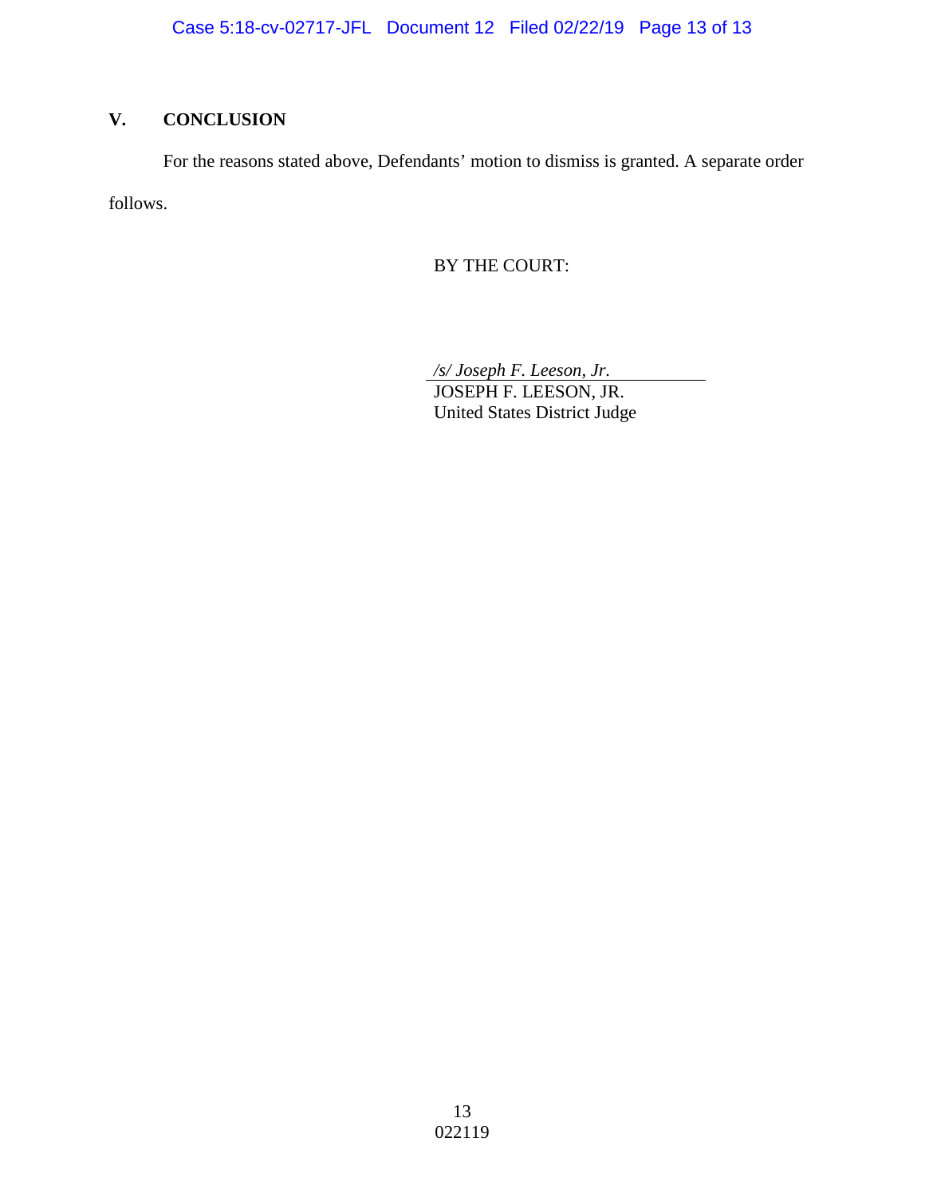## V. CONCLUSION

For the reasons stated above, Defendants' motion to dismiss is granted. A separate order follows.

BY THE COURT:

*/s/ Joseph F. Leeson, Jr.*
JOSEPH F. LEESON, JR.
United States District Judge

022119